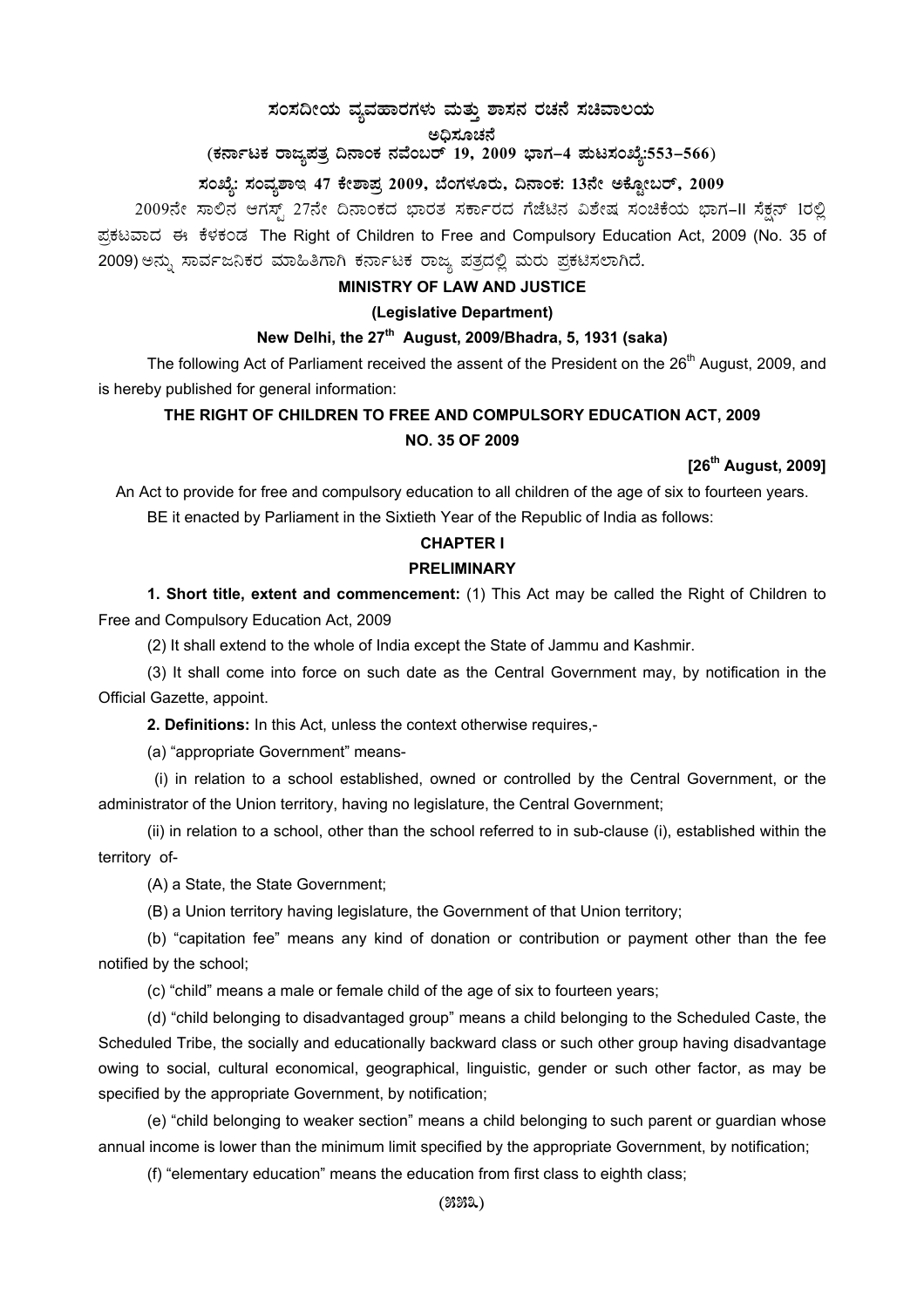# ಸಂಸದೀಯ ವ್ಯವಹಾರಗಳು ಮತ್ತು ಶಾಸನ ರಚನೆ ಸಚಿವಾಲಯ

## ಅಧಿಸೂಚನೆ

### (ಕರ್ನಾಟಕ ರಾಜ್ಯಪತ್ರ ದಿನಾಂಕ ನವೆಂಬರ್ 19, 2009 ಭಾಗ–4 ಪುಟಸಂಖ್ಯೆ:553–566)

**ಸಂಖ್ಯೆ: ಸಂವ್ಯಶಾಇ 47 ಕೇಶಾಪ್ರ 2009, ಬೆಂಗಳೂರು, ದಿನಾಂಕ: 13ನೇ ಅಕ್ಟೋಬರ್, 2009**

2009ನೇ ಸಾಲಿನ ಆಗಸ್ಟ್ 27ನೇ ದಿನಾಂಕದ ಭಾರತ ಸರ್ಕಾರದ ಗೆಜೆಟಿನ ವಿಶೇಷ ಸಂಚಿಕೆಯ ಭಾಗ-II ಸೆಕ್ಷನ್ 1ರಲ್ಲಿ ಪ್ರಕಟವಾದ ಈ ಕೆಳಕಂಡ The Right of Children to Free and Compulsory Education Act, 2009 (No. 35 of 2009) ಅನ್ನು ಸಾರ್ವಜನಿಕರ ಮಾಹಿತಿಗಾಗಿ ಕರ್ನಾಟಕ ರಾಜ್ಯ ಪತ್ರದಲ್ಲಿ ಮರು ಪ್ರಕಟಿಸಲಾಗಿದೆ.

**MINISTRY OF LAW AND JUSTICE**

**(Legislative Department)**

**New Delhi, the 27th August, 2009/Bhadra, 5, 1931 (saka)**

The following Act of Parliament received the assent of the President on the 26th August, 2009, and is hereby published for general information:

**THE RIGHT OF CHILDREN TO FREE AND COMPULSORY EDUCATION ACT, 2009**

**NO. 35 OF 2009**

**[26th August, 2009]**

An Act to provide for free and compulsory education to all children of the age of six to fourteen years.

BE it enacted by Parliament in the Sixtieth Year of the Republic of India as follows:

**CHAPTER I**

**PRELIMINARY**

**1. Short title, extent and commencement:** (1) This Act may be called the Right of Children to Free and Compulsory Education Act, 2009

(2) It shall extend to the whole of India except the State of Jammu and Kashmir.

(3) It shall come into force on such date as the Central Government may, by notification in the Official Gazette, appoint.

**2. Definitions:** In this Act, unless the context otherwise requires,-

(a) "appropriate Government" means-

(i) in relation to a school established, owned or controlled by the Central Government, or the administrator of the Union territory, having no legislature, the Central Government;

(ii) in relation to a school, other than the school referred to in sub-clause (i), established within the territory of-

(A) a State, the State Government;

(B) a Union territory having legislature, the Government of that Union territory;

(b) "capitation fee" means any kind of donation or contribution or payment other than the fee notified by the school;

(c) "child" means a male or female child of the age of six to fourteen years;

(d) "child belonging to disadvantaged group" means a child belonging to the Scheduled Caste, the Scheduled Tribe, the socially and educationally backward class or such other group having disadvantage owing to social, cultural economical, geographical, linguistic, gender or such other factor, as may be specified by the appropriate Government, by notification;

(e) "child belonging to weaker section" means a child belonging to such parent or guardian whose annual income is lower than the minimum limit specified by the appropriate Government, by notification;

(f) "elementary education" means the education from first class to eighth class;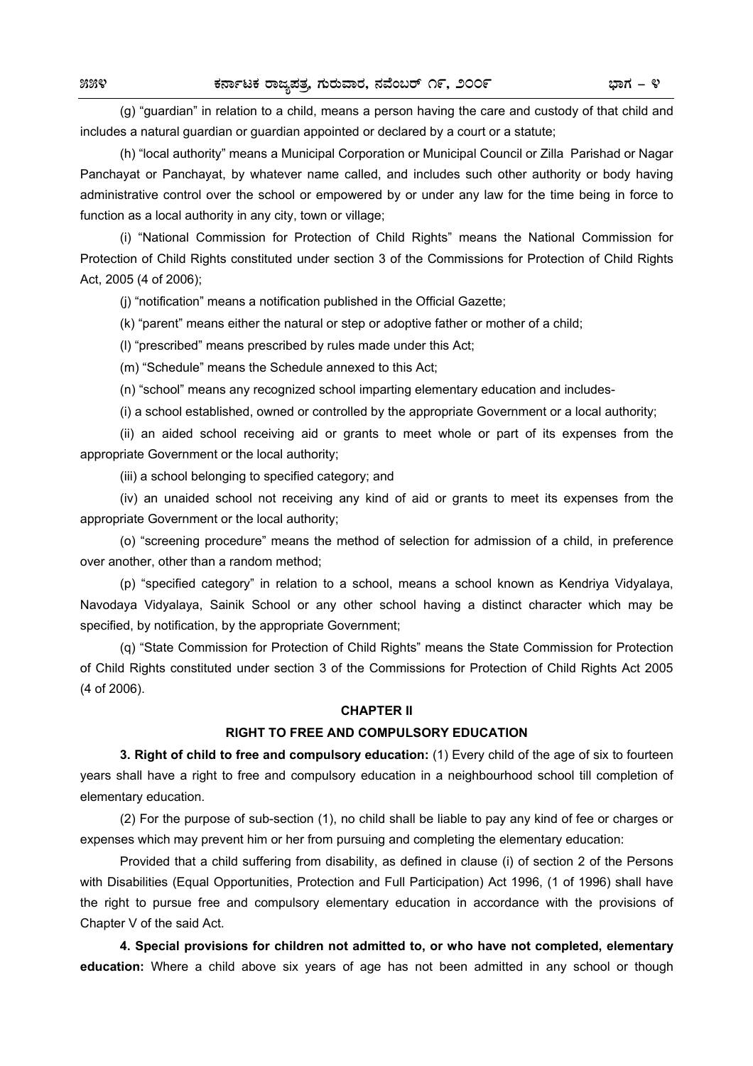(g) "guardian" in relation to a child, means a person having the care and custody of that child and includes a natural guardian or guardian appointed or declared by a court or a statute;

(h) "local authority" means a Municipal Corporation or Municipal Council or Zilla Parishad or Nagar Panchayat or Panchayat, by whatever name called, and includes such other authority or body having administrative control over the school or empowered by or under any law for the time being in force to function as a local authority in any city, town or village;

(i) "National Commission for Protection of Child Rights" means the National Commission for Protection of Child Rights constituted under section 3 of the Commissions for Protection of Child Rights Act, 2005 (4 of 2006);

(j) "notification" means a notification published in the Official Gazette;

(k) "parent" means either the natural or step or adoptive father or mother of a child;

(l) "prescribed" means prescribed by rules made under this Act;

(m) "Schedule" means the Schedule annexed to this Act;

(n) "school" means any recognized school imparting elementary education and includes-

(i) a school established, owned or controlled by the appropriate Government or a local authority;

(ii) an aided school receiving aid or grants to meet whole or part of its expenses from the appropriate Government or the local authority;

(iii) a school belonging to specified category; and

(iv) an unaided school not receiving any kind of aid or grants to meet its expenses from the appropriate Government or the local authority;

(o) "screening procedure" means the method of selection for admission of a child, in preference over another, other than a random method;

(p) "specified category" in relation to a school, means a school known as Kendriya Vidyalaya, Navodaya Vidyalaya, Sainik School or any other school having a distinct character which may be specified, by notification, by the appropriate Government;

(q) "State Commission for Protection of Child Rights" means the State Commission for Protection of Child Rights constituted under section 3 of the Commissions for Protection of Child Rights Act 2005 (4 of 2006).

## CHAPTER II

## RIGHT TO FREE AND COMPULSORY EDUCATION

**3. Right of child to free and compulsory education:** (1) Every child of the age of six to fourteen years shall have a right to free and compulsory education in a neighbourhood school till completion of elementary education.

(2) For the purpose of sub-section (1), no child shall be liable to pay any kind of fee or charges or expenses which may prevent him or her from pursuing and completing the elementary education:

Provided that a child suffering from disability, as defined in clause (i) of section 2 of the Persons with Disabilities (Equal Opportunities, Protection and Full Participation) Act 1996, (1 of 1996) shall have the right to pursue free and compulsory elementary education in accordance with the provisions of Chapter V of the said Act.

**4. Special provisions for children not admitted to, or who have not completed, elementary education:** Where a child above six years of age has not been admitted in any school or though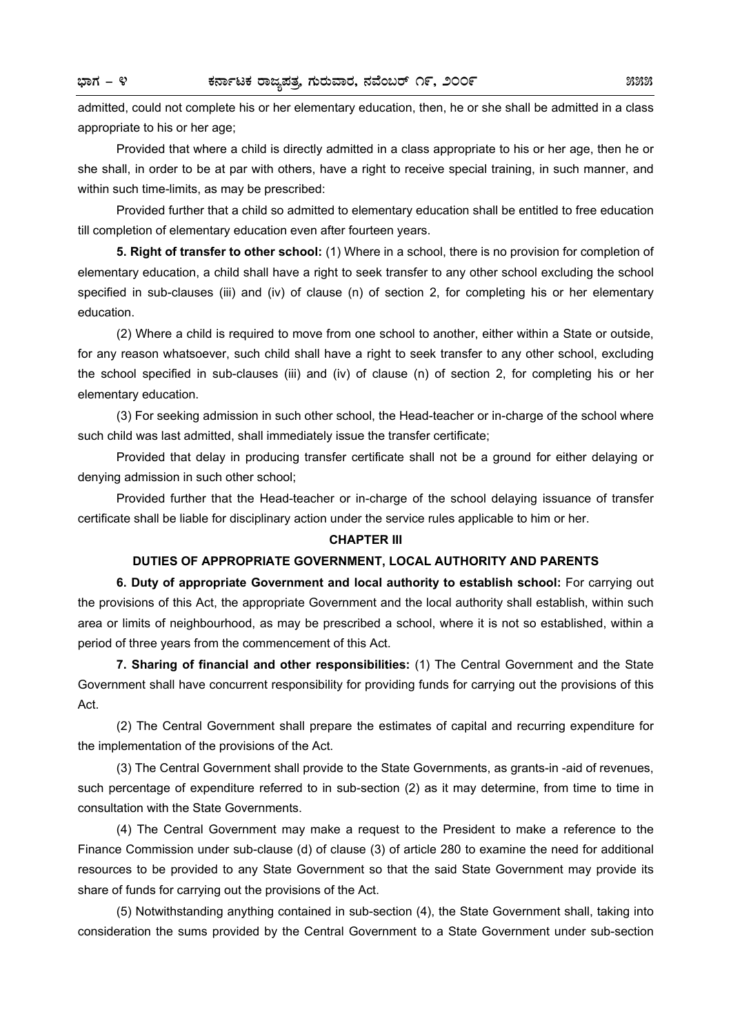admitted, could not complete his or her elementary education, then, he or she shall be admitted in a class appropriate to his or her age;

Provided that where a child is directly admitted in a class appropriate to his or her age, then he or she shall, in order to be at par with others, have a right to receive special training, in such manner, and within such time-limits, as may be prescribed:

Provided further that a child so admitted to elementary education shall be entitled to free education till completion of elementary education even after fourteen years.

**5. Right of transfer to other school:** (1) Where in a school, there is no provision for completion of elementary education, a child shall have a right to seek transfer to any other school excluding the school specified in sub-clauses (iii) and (iv) of clause (n) of section 2, for completing his or her elementary education.

(2) Where a child is required to move from one school to another, either within a State or outside, for any reason whatsoever, such child shall have a right to seek transfer to any other school, excluding the school specified in sub-clauses (iii) and (iv) of clause (n) of section 2, for completing his or her elementary education.

(3) For seeking admission in such other school, the Head-teacher or in-charge of the school where such child was last admitted, shall immediately issue the transfer certificate;

Provided that delay in producing transfer certificate shall not be a ground for either delaying or denying admission in such other school;

Provided further that the Head-teacher or in-charge of the school delaying issuance of transfer certificate shall be liable for disciplinary action under the service rules applicable to him or her.

## CHAPTER III

## DUTIES OF APPROPRIATE GOVERNMENT, LOCAL AUTHORITY AND PARENTS

**6. Duty of appropriate Government and local authority to establish school:** For carrying out the provisions of this Act, the appropriate Government and the local authority shall establish, within such area or limits of neighbourhood, as may be prescribed a school, where it is not so established, within a period of three years from the commencement of this Act.

**7. Sharing of financial and other responsibilities:** (1) The Central Government and the State Government shall have concurrent responsibility for providing funds for carrying out the provisions of this Act.

(2) The Central Government shall prepare the estimates of capital and recurring expenditure for the implementation of the provisions of the Act.

(3) The Central Government shall provide to the State Governments, as grants-in -aid of revenues, such percentage of expenditure referred to in sub-section (2) as it may determine, from time to time in consultation with the State Governments.

(4) The Central Government may make a request to the President to make a reference to the Finance Commission under sub-clause (d) of clause (3) of article 280 to examine the need for additional resources to be provided to any State Government so that the said State Government may provide its share of funds for carrying out the provisions of the Act.

(5) Notwithstanding anything contained in sub-section (4), the State Government shall, taking into consideration the sums provided by the Central Government to a State Government under sub-section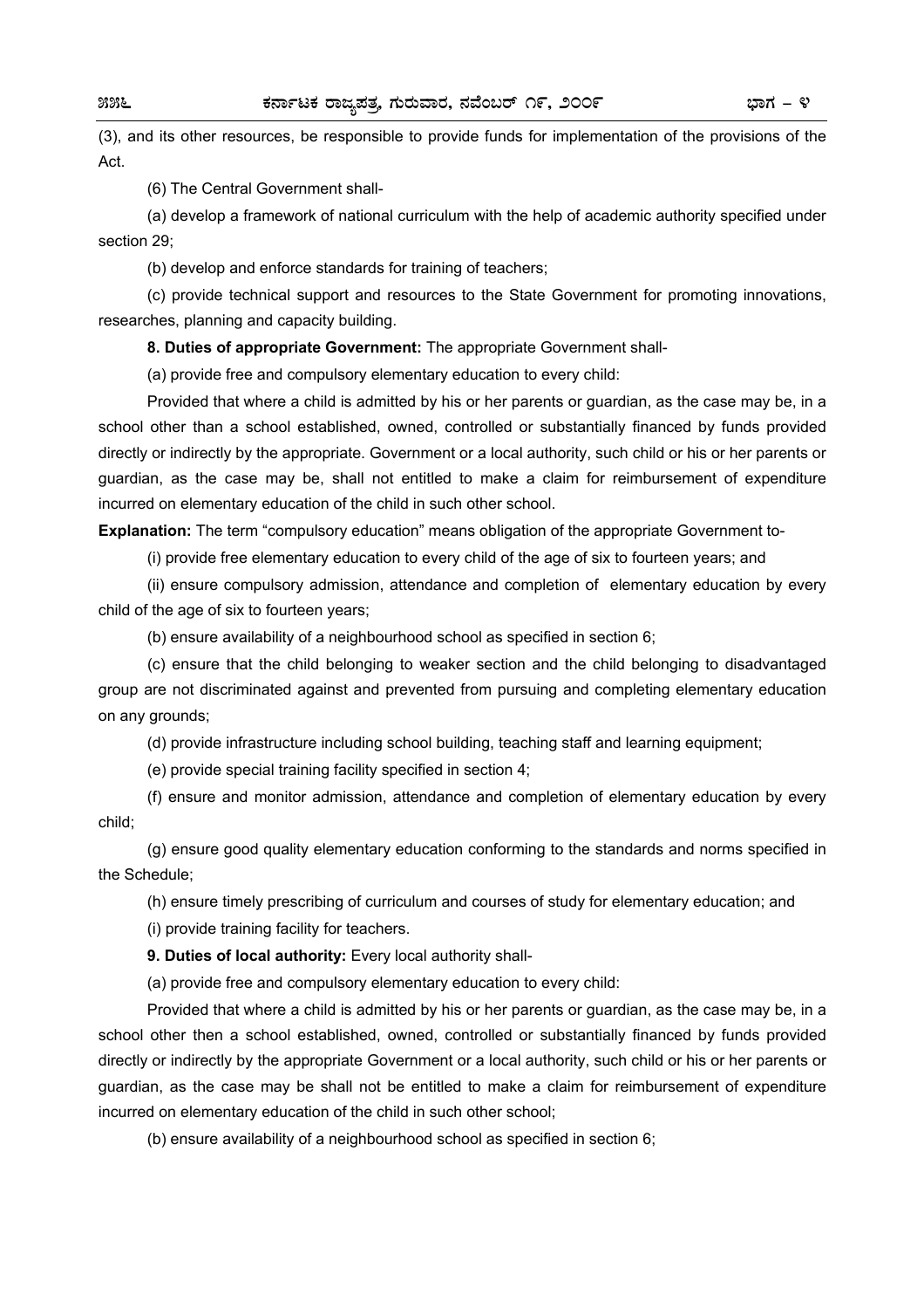(3), and its other resources, be responsible to provide funds for implementation of the provisions of the Act.

(6) The Central Government shall-

(a) develop a framework of national curriculum with the help of academic authority specified under section 29;

(b) develop and enforce standards for training of teachers;

(c) provide technical support and resources to the State Government for promoting innovations, researches, planning and capacity building.

**8. Duties of appropriate Government:** The appropriate Government shall-

(a) provide free and compulsory elementary education to every child:

Provided that where a child is admitted by his or her parents or guardian, as the case may be, in a school other than a school established, owned, controlled or substantially financed by funds provided directly or indirectly by the appropriate. Government or a local authority, such child or his or her parents or guardian, as the case may be, shall not entitled to make a claim for reimbursement of expenditure incurred on elementary education of the child in such other school.

**Explanation:** The term "compulsory education" means obligation of the appropriate Government to-

(i) provide free elementary education to every child of the age of six to fourteen years; and

(ii) ensure compulsory admission, attendance and completion of elementary education by every child of the age of six to fourteen years;

(b) ensure availability of a neighbourhood school as specified in section 6;

(c) ensure that the child belonging to weaker section and the child belonging to disadvantaged group are not discriminated against and prevented from pursuing and completing elementary education on any grounds;

(d) provide infrastructure including school building, teaching staff and learning equipment;

(e) provide special training facility specified in section 4;

(f) ensure and monitor admission, attendance and completion of elementary education by every child;

(g) ensure good quality elementary education conforming to the standards and norms specified in the Schedule;

(h) ensure timely prescribing of curriculum and courses of study for elementary education; and

(i) provide training facility for teachers.

**9. Duties of local authority:** Every local authority shall-

(a) provide free and compulsory elementary education to every child:

Provided that where a child is admitted by his or her parents or guardian, as the case may be, in a school other then a school established, owned, controlled or substantially financed by funds provided directly or indirectly by the appropriate Government or a local authority, such child or his or her parents or guardian, as the case may be shall not be entitled to make a claim for reimbursement of expenditure incurred on elementary education of the child in such other school;

(b) ensure availability of a neighbourhood school as specified in section 6;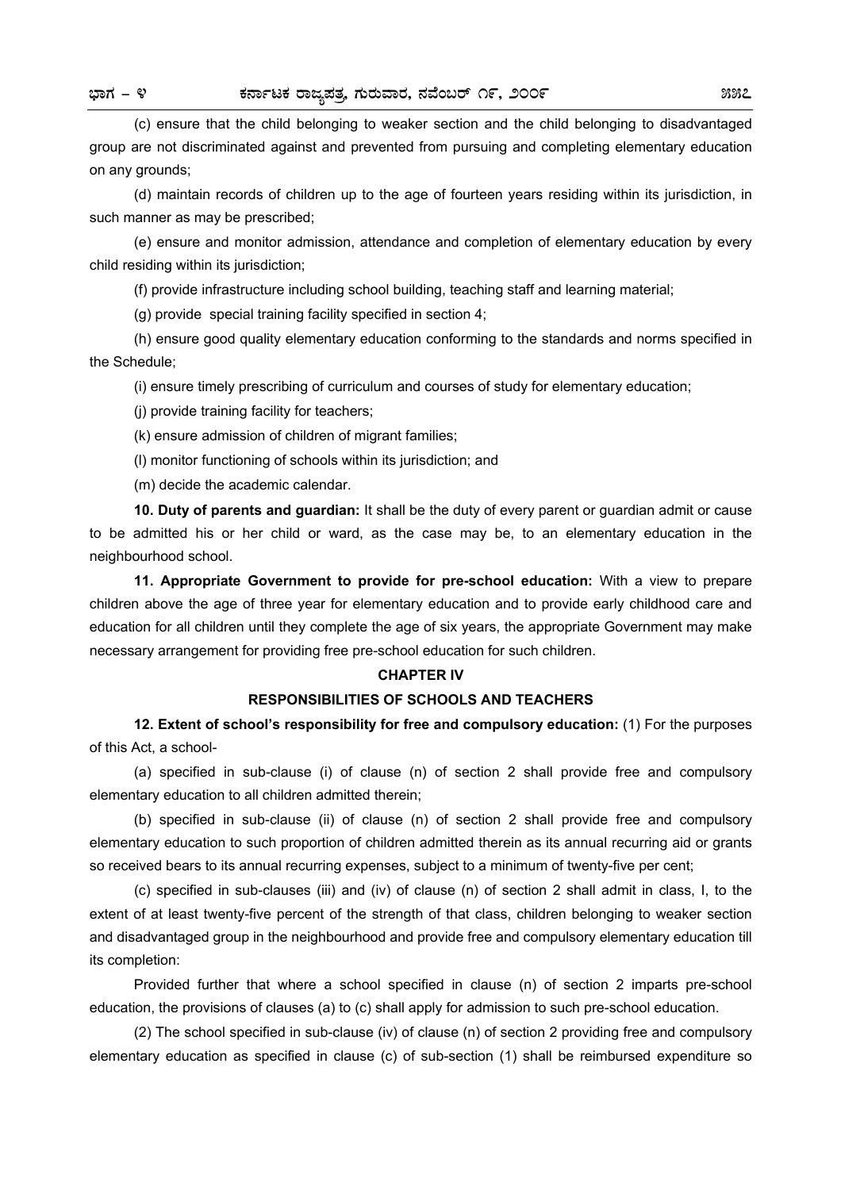(c) ensure that the child belonging to weaker section and the child belonging to disadvantaged group are not discriminated against and prevented from pursuing and completing elementary education on any grounds;

(d) maintain records of children up to the age of fourteen years residing within its jurisdiction, in such manner as may be prescribed;

(e) ensure and monitor admission, attendance and completion of elementary education by every child residing within its jurisdiction;

(f) provide infrastructure including school building, teaching staff and learning material;

(g) provide special training facility specified in section 4;

(h) ensure good quality elementary education conforming to the standards and norms specified in the Schedule;

(i) ensure timely prescribing of curriculum and courses of study for elementary education;

(j) provide training facility for teachers;

(k) ensure admission of children of migrant families;

(l) monitor functioning of schools within its jurisdiction; and

(m) decide the academic calendar.

**10. Duty of parents and guardian:** It shall be the duty of every parent or guardian admit or cause to be admitted his or her child or ward, as the case may be, to an elementary education in the neighbourhood school.

**11. Appropriate Government to provide for pre-school education:** With a view to prepare children above the age of three year for elementary education and to provide early childhood care and education for all children until they complete the age of six years, the appropriate Government may make necessary arrangement for providing free pre-school education for such children.

## CHAPTER IV

## RESPONSIBILITIES OF SCHOOLS AND TEACHERS

**12. Extent of school's responsibility for free and compulsory education:** (1) For the purposes of this Act, a school-

(a) specified in sub-clause (i) of clause (n) of section 2 shall provide free and compulsory elementary education to all children admitted therein;

(b) specified in sub-clause (ii) of clause (n) of section 2 shall provide free and compulsory elementary education to such proportion of children admitted therein as its annual recurring aid or grants so received bears to its annual recurring expenses, subject to a minimum of twenty-five per cent;

(c) specified in sub-clauses (iii) and (iv) of clause (n) of section 2 shall admit in class, I, to the extent of at least twenty-five percent of the strength of that class, children belonging to weaker section and disadvantaged group in the neighbourhood and provide free and compulsory elementary education till its completion:

Provided further that where a school specified in clause (n) of section 2 imparts pre-school education, the provisions of clauses (a) to (c) shall apply for admission to such pre-school education.

(2) The school specified in sub-clause (iv) of clause (n) of section 2 providing free and compulsory elementary education as specified in clause (c) of sub-section (1) shall be reimbursed expenditure so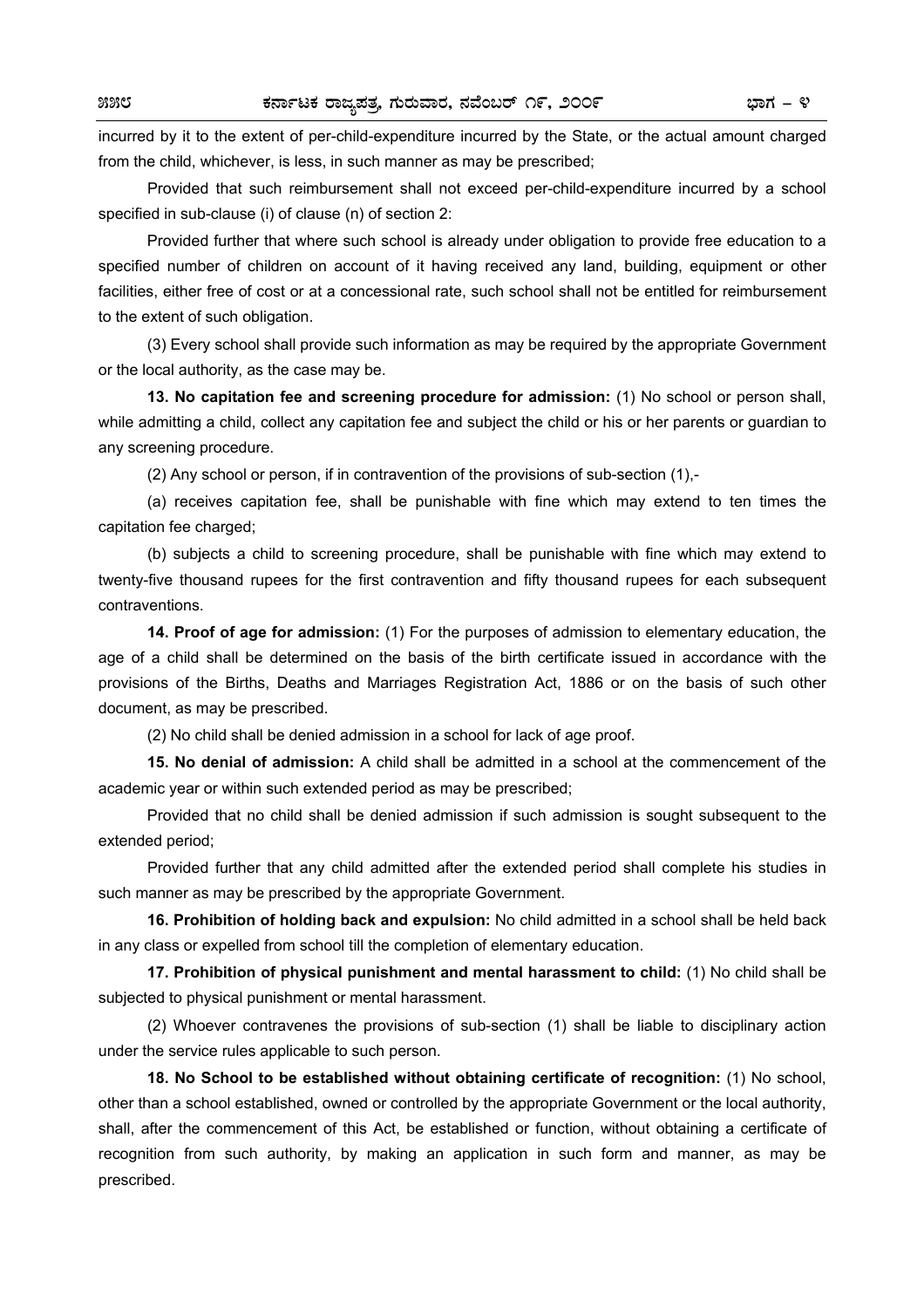incurred by it to the extent of per-child-expenditure incurred by the State, or the actual amount charged from the child, whichever, is less, in such manner as may be prescribed;

Provided that such reimbursement shall not exceed per-child-expenditure incurred by a school specified in sub-clause (i) of clause (n) of section 2:

Provided further that where such school is already under obligation to provide free education to a specified number of children on account of it having received any land, building, equipment or other facilities, either free of cost or at a concessional rate, such school shall not be entitled for reimbursement to the extent of such obligation.

(3) Every school shall provide such information as may be required by the appropriate Government or the local authority, as the case may be.

**13. No capitation fee and screening procedure for admission:** (1) No school or person shall, while admitting a child, collect any capitation fee and subject the child or his or her parents or guardian to any screening procedure.

(2) Any school or person, if in contravention of the provisions of sub-section (1),-

(a) receives capitation fee, shall be punishable with fine which may extend to ten times the capitation fee charged;

(b) subjects a child to screening procedure, shall be punishable with fine which may extend to twenty-five thousand rupees for the first contravention and fifty thousand rupees for each subsequent contraventions.

**14. Proof of age for admission:** (1) For the purposes of admission to elementary education, the age of a child shall be determined on the basis of the birth certificate issued in accordance with the provisions of the Births, Deaths and Marriages Registration Act, 1886 or on the basis of such other document, as may be prescribed.

(2) No child shall be denied admission in a school for lack of age proof.

**15. No denial of admission:** A child shall be admitted in a school at the commencement of the academic year or within such extended period as may be prescribed;

Provided that no child shall be denied admission if such admission is sought subsequent to the extended period;

Provided further that any child admitted after the extended period shall complete his studies in such manner as may be prescribed by the appropriate Government.

**16. Prohibition of holding back and expulsion:** No child admitted in a school shall be held back in any class or expelled from school till the completion of elementary education.

**17. Prohibition of physical punishment and mental harassment to child:** (1) No child shall be subjected to physical punishment or mental harassment.

(2) Whoever contravenes the provisions of sub-section (1) shall be liable to disciplinary action under the service rules applicable to such person.

**18. No School to be established without obtaining certificate of recognition:** (1) No school, other than a school established, owned or controlled by the appropriate Government or the local authority, shall, after the commencement of this Act, be established or function, without obtaining a certificate of recognition from such authority, by making an application in such form and manner, as may be prescribed.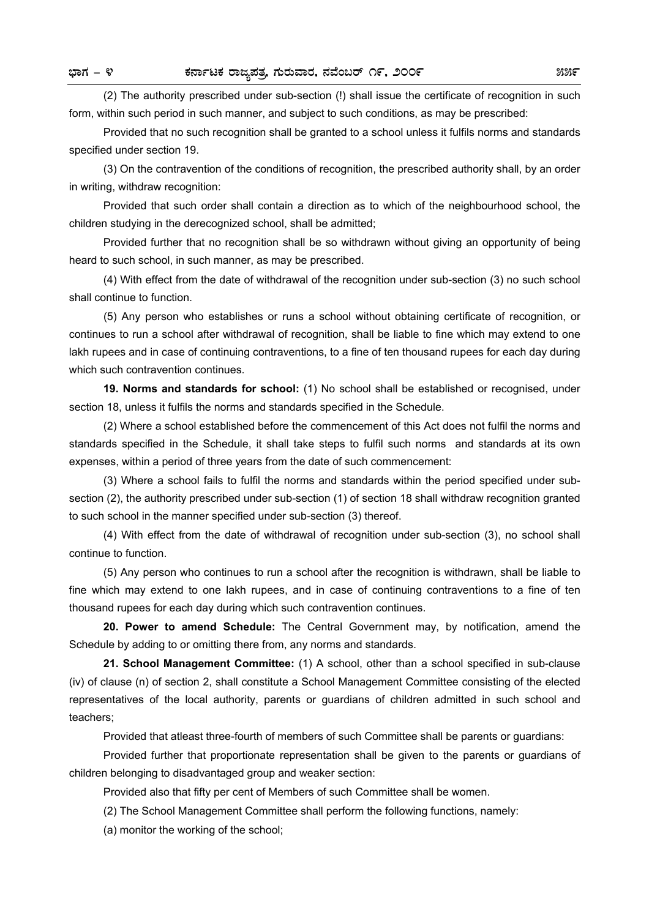(2) The authority prescribed under sub-section (!) shall issue the certificate of recognition in such form, within such period in such manner, and subject to such conditions, as may be prescribed:

Provided that no such recognition shall be granted to a school unless it fulfils norms and standards specified under section 19.

(3) On the contravention of the conditions of recognition, the prescribed authority shall, by an order in writing, withdraw recognition:

Provided that such order shall contain a direction as to which of the neighbourhood school, the children studying in the derecognized school, shall be admitted;

Provided further that no recognition shall be so withdrawn without giving an opportunity of being heard to such school, in such manner, as may be prescribed.

(4) With effect from the date of withdrawal of the recognition under sub-section (3) no such school shall continue to function.

(5) Any person who establishes or runs a school without obtaining certificate of recognition, or continues to run a school after withdrawal of recognition, shall be liable to fine which may extend to one lakh rupees and in case of continuing contraventions, to a fine of ten thousand rupees for each day during which such contravention continues.

**19. Norms and standards for school:** (1) No school shall be established or recognised, under section 18, unless it fulfils the norms and standards specified in the Schedule.

(2) Where a school established before the commencement of this Act does not fulfil the norms and standards specified in the Schedule, it shall take steps to fulfil such norms and standards at its own expenses, within a period of three years from the date of such commencement:

(3) Where a school fails to fulfil the norms and standards within the period specified under sub-section (2), the authority prescribed under sub-section (1) of section 18 shall withdraw recognition granted to such school in the manner specified under sub-section (3) thereof.

(4) With effect from the date of withdrawal of recognition under sub-section (3), no school shall continue to function.

(5) Any person who continues to run a school after the recognition is withdrawn, shall be liable to fine which may extend to one lakh rupees, and in case of continuing contraventions to a fine of ten thousand rupees for each day during which such contravention continues.

**20. Power to amend Schedule:** The Central Government may, by notification, amend the Schedule by adding to or omitting there from, any norms and standards.

**21. School Management Committee:** (1) A school, other than a school specified in sub-clause (iv) of clause (n) of section 2, shall constitute a School Management Committee consisting of the elected representatives of the local authority, parents or guardians of children admitted in such school and teachers;

Provided that atleast three-fourth of members of such Committee shall be parents or guardians:

Provided further that proportionate representation shall be given to the parents or guardians of children belonging to disadvantaged group and weaker section:

Provided also that fifty per cent of Members of such Committee shall be women.

(2) The School Management Committee shall perform the following functions, namely:

(a) monitor the working of the school;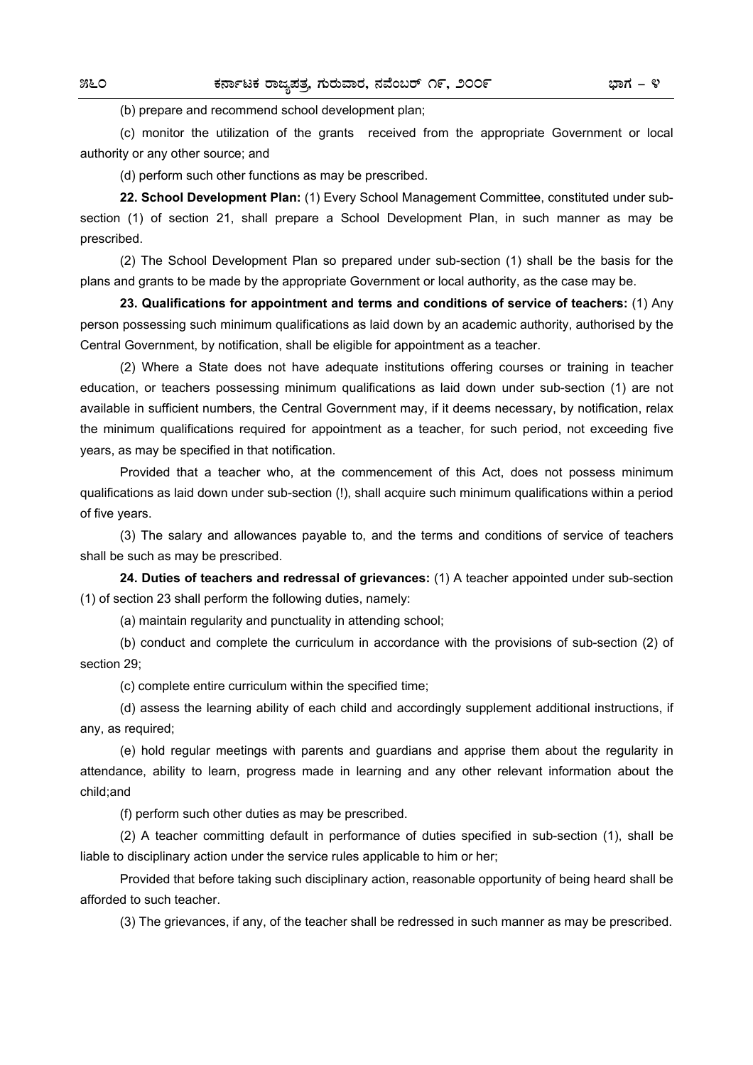(b) prepare and recommend school development plan;

(c) monitor the utilization of the grants received from the appropriate Government or local authority or any other source; and

(d) perform such other functions as may be prescribed.

**22. School Development Plan:** (1) Every School Management Committee, constituted under sub-section (1) of section 21, shall prepare a School Development Plan, in such manner as may be prescribed.

(2) The School Development Plan so prepared under sub-section (1) shall be the basis for the plans and grants to be made by the appropriate Government or local authority, as the case may be.

**23. Qualifications for appointment and terms and conditions of service of teachers:** (1) Any person possessing such minimum qualifications as laid down by an academic authority, authorised by the Central Government, by notification, shall be eligible for appointment as a teacher.

(2) Where a State does not have adequate institutions offering courses or training in teacher education, or teachers possessing minimum qualifications as laid down under sub-section (1) are not available in sufficient numbers, the Central Government may, if it deems necessary, by notification, relax the minimum qualifications required for appointment as a teacher, for such period, not exceeding five years, as may be specified in that notification.

Provided that a teacher who, at the commencement of this Act, does not possess minimum qualifications as laid down under sub-section (!), shall acquire such minimum qualifications within a period of five years.

(3) The salary and allowances payable to, and the terms and conditions of service of teachers shall be such as may be prescribed.

**24. Duties of teachers and redressal of grievances:** (1) A teacher appointed under sub-section (1) of section 23 shall perform the following duties, namely:

(a) maintain regularity and punctuality in attending school;

(b) conduct and complete the curriculum in accordance with the provisions of sub-section (2) of section 29;

(c) complete entire curriculum within the specified time;

(d) assess the learning ability of each child and accordingly supplement additional instructions, if any, as required;

(e) hold regular meetings with parents and guardians and apprise them about the regularity in attendance, ability to learn, progress made in learning and any other relevant information about the child;and

(f) perform such other duties as may be prescribed.

(2) A teacher committing default in performance of duties specified in sub-section (1), shall be liable to disciplinary action under the service rules applicable to him or her;

Provided that before taking such disciplinary action, reasonable opportunity of being heard shall be afforded to such teacher.

(3) The grievances, if any, of the teacher shall be redressed in such manner as may be prescribed.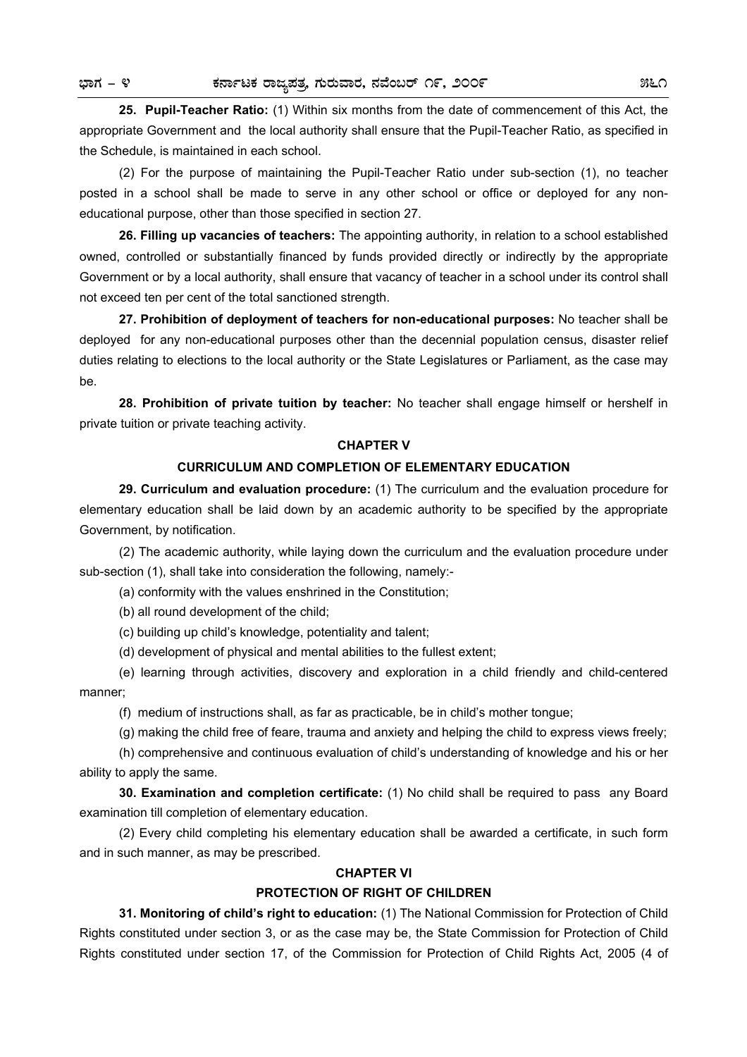**25. Pupil-Teacher Ratio:** (1) Within six months from the date of commencement of this Act, the appropriate Government and the local authority shall ensure that the Pupil-Teacher Ratio, as specified in the Schedule, is maintained in each school.

(2) For the purpose of maintaining the Pupil-Teacher Ratio under sub-section (1), no teacher posted in a school shall be made to serve in any other school or office or deployed for any non-educational purpose, other than those specified in section 27.

**26. Filling up vacancies of teachers:** The appointing authority, in relation to a school established owned, controlled or substantially financed by funds provided directly or indirectly by the appropriate Government or by a local authority, shall ensure that vacancy of teacher in a school under its control shall not exceed ten per cent of the total sanctioned strength.

**27. Prohibition of deployment of teachers for non-educational purposes:** No teacher shall be deployed for any non-educational purposes other than the decennial population census, disaster relief duties relating to elections to the local authority or the State Legislatures or Parliament, as the case may be.

**28. Prohibition of private tuition by teacher:** No teacher shall engage himself or hershelf in private tuition or private teaching activity.

## CHAPTER V

## CURRICULUM AND COMPLETION OF ELEMENTARY EDUCATION

**29. Curriculum and evaluation procedure:** (1) The curriculum and the evaluation procedure for elementary education shall be laid down by an academic authority to be specified by the appropriate Government, by notification.

(2) The academic authority, while laying down the curriculum and the evaluation procedure under sub-section (1), shall take into consideration the following, namely:-

(a) conformity with the values enshrined in the Constitution;

(b) all round development of the child;

(c) building up child's knowledge, potentiality and talent;

(d) development of physical and mental abilities to the fullest extent;

(e) learning through activities, discovery and exploration in a child friendly and child-centered manner;

(f) medium of instructions shall, as far as practicable, be in child's mother tongue;

(g) making the child free of feare, trauma and anxiety and helping the child to express views freely;

(h) comprehensive and continuous evaluation of child's understanding of knowledge and his or her ability to apply the same.

**30. Examination and completion certificate:** (1) No child shall be required to pass any Board examination till completion of elementary education.

(2) Every child completing his elementary education shall be awarded a certificate, in such form and in such manner, as may be prescribed.

## CHAPTER VI

## PROTECTION OF RIGHT OF CHILDREN

**31. Monitoring of child's right to education:** (1) The National Commission for Protection of Child Rights constituted under section 3, or as the case may be, the State Commission for Protection of Child Rights constituted under section 17, of the Commission for Protection of Child Rights Act, 2005 (4 of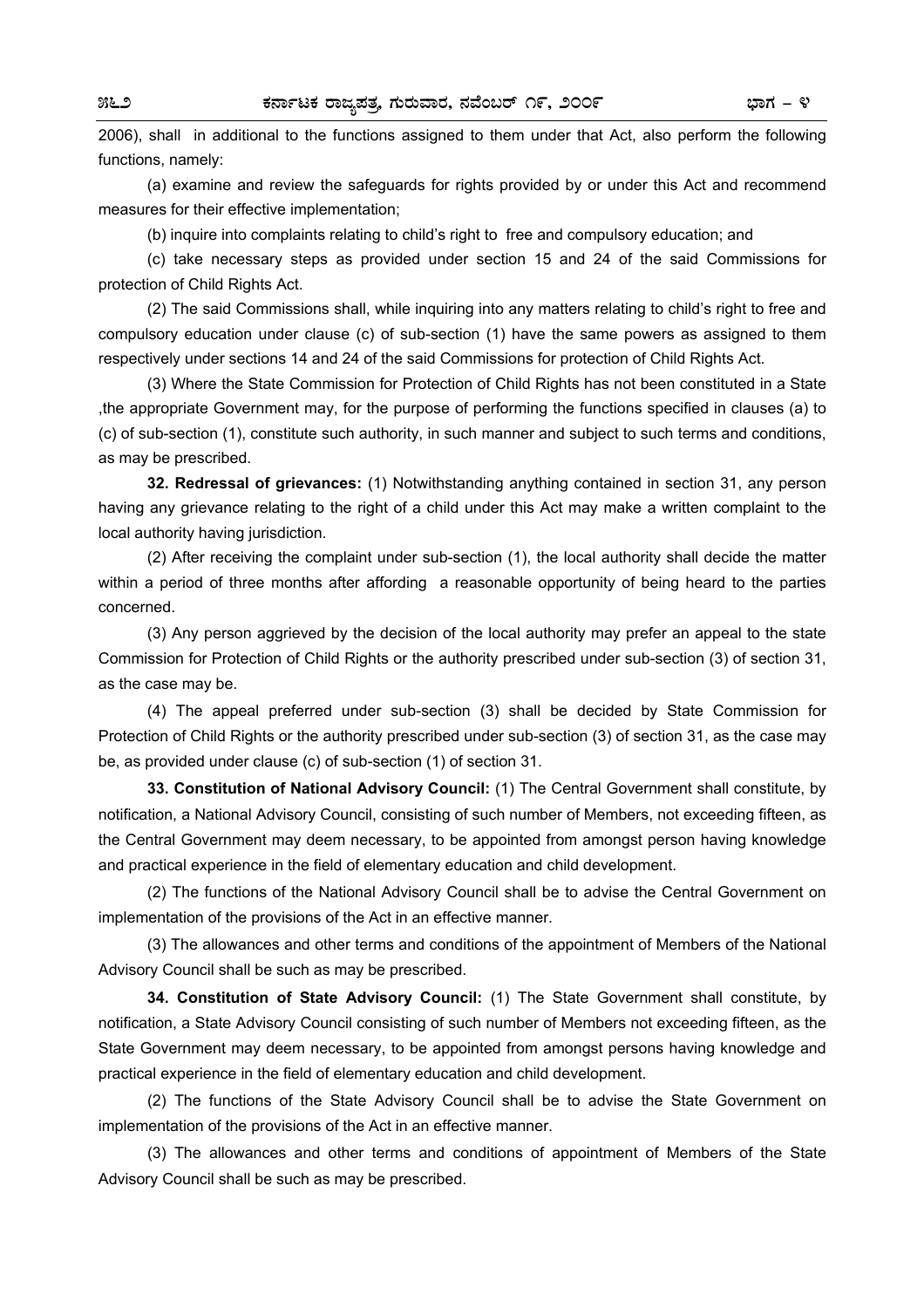2006), shall in additional to the functions assigned to them under that Act, also perform the following functions, namely:

(a) examine and review the safeguards for rights provided by or under this Act and recommend measures for their effective implementation;

(b) inquire into complaints relating to child's right to free and compulsory education; and

(c) take necessary steps as provided under section 15 and 24 of the said Commissions for protection of Child Rights Act.

(2) The said Commissions shall, while inquiring into any matters relating to child's right to free and compulsory education under clause (c) of sub-section (1) have the same powers as assigned to them respectively under sections 14 and 24 of the said Commissions for protection of Child Rights Act.

(3) Where the State Commission for Protection of Child Rights has not been constituted in a State ,the appropriate Government may, for the purpose of performing the functions specified in clauses (a) to (c) of sub-section (1), constitute such authority, in such manner and subject to such terms and conditions, as may be prescribed.

**32. Redressal of grievances:** (1) Notwithstanding anything contained in section 31, any person having any grievance relating to the right of a child under this Act may make a written complaint to the local authority having jurisdiction.

(2) After receiving the complaint under sub-section (1), the local authority shall decide the matter within a period of three months after affording a reasonable opportunity of being heard to the parties concerned.

(3) Any person aggrieved by the decision of the local authority may prefer an appeal to the state Commission for Protection of Child Rights or the authority prescribed under sub-section (3) of section 31, as the case may be.

(4) The appeal preferred under sub-section (3) shall be decided by State Commission for Protection of Child Rights or the authority prescribed under sub-section (3) of section 31, as the case may be, as provided under clause (c) of sub-section (1) of section 31.

**33. Constitution of National Advisory Council:** (1) The Central Government shall constitute, by notification, a National Advisory Council, consisting of such number of Members, not exceeding fifteen, as the Central Government may deem necessary, to be appointed from amongst person having knowledge and practical experience in the field of elementary education and child development.

(2) The functions of the National Advisory Council shall be to advise the Central Government on implementation of the provisions of the Act in an effective manner.

(3) The allowances and other terms and conditions of the appointment of Members of the National Advisory Council shall be such as may be prescribed.

**34. Constitution of State Advisory Council:** (1) The State Government shall constitute, by notification, a State Advisory Council consisting of such number of Members not exceeding fifteen, as the State Government may deem necessary, to be appointed from amongst persons having knowledge and practical experience in the field of elementary education and child development.

(2) The functions of the State Advisory Council shall be to advise the State Government on implementation of the provisions of the Act in an effective manner.

(3) The allowances and other terms and conditions of appointment of Members of the State Advisory Council shall be such as may be prescribed.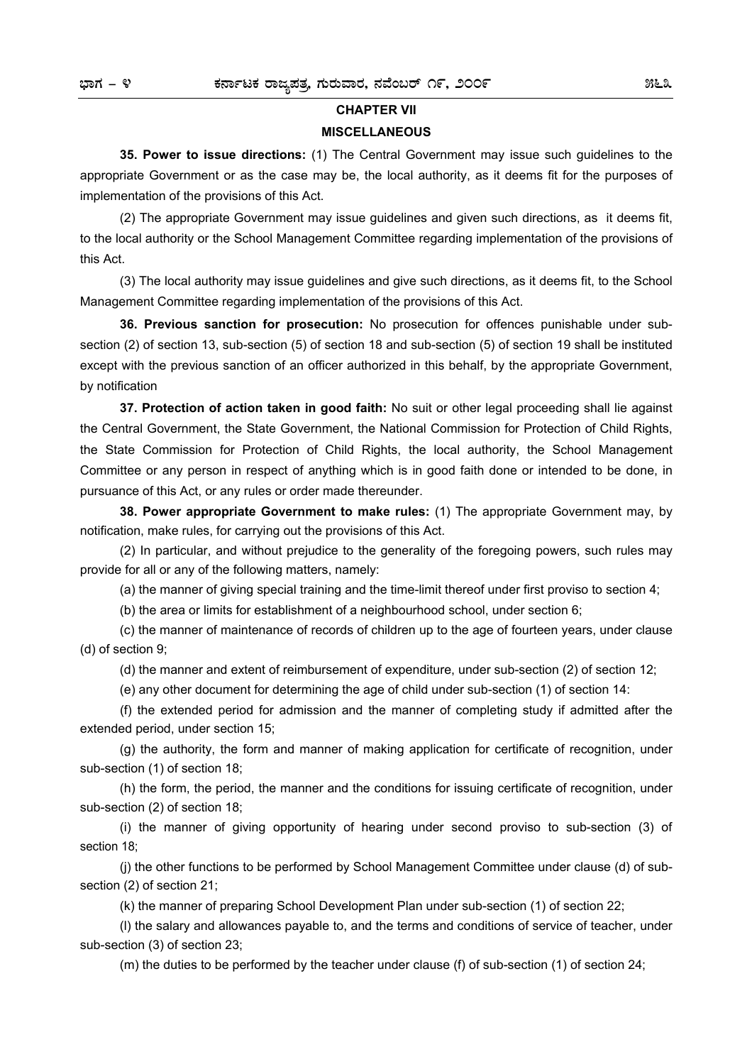## CHAPTER VII

## MISCELLANEOUS

**35. Power to issue directions:** (1) The Central Government may issue such guidelines to the appropriate Government or as the case may be, the local authority, as it deems fit for the purposes of implementation of the provisions of this Act.

(2) The appropriate Government may issue guidelines and given such directions, as it deems fit, to the local authority or the School Management Committee regarding implementation of the provisions of this Act.

(3) The local authority may issue guidelines and give such directions, as it deems fit, to the School Management Committee regarding implementation of the provisions of this Act.

**36. Previous sanction for prosecution:** No prosecution for offences punishable under sub-section (2) of section 13, sub-section (5) of section 18 and sub-section (5) of section 19 shall be instituted except with the previous sanction of an officer authorized in this behalf, by the appropriate Government, by notification

**37. Protection of action taken in good faith:** No suit or other legal proceeding shall lie against the Central Government, the State Government, the National Commission for Protection of Child Rights, the State Commission for Protection of Child Rights, the local authority, the School Management Committee or any person in respect of anything which is in good faith done or intended to be done, in pursuance of this Act, or any rules or order made thereunder.

**38. Power appropriate Government to make rules:** (1) The appropriate Government may, by notification, make rules, for carrying out the provisions of this Act.

(2) In particular, and without prejudice to the generality of the foregoing powers, such rules may provide for all or any of the following matters, namely:

(a) the manner of giving special training and the time-limit thereof under first proviso to section 4;

(b) the area or limits for establishment of a neighbourhood school, under section 6;

(c) the manner of maintenance of records of children up to the age of fourteen years, under clause (d) of section 9;

(d) the manner and extent of reimbursement of expenditure, under sub-section (2) of section 12;

(e) any other document for determining the age of child under sub-section (1) of section 14:

(f) the extended period for admission and the manner of completing study if admitted after the extended period, under section 15;

(g) the authority, the form and manner of making application for certificate of recognition, under sub-section (1) of section 18;

(h) the form, the period, the manner and the conditions for issuing certificate of recognition, under sub-section (2) of section 18;

(i) the manner of giving opportunity of hearing under second proviso to sub-section (3) of section 18;

(j) the other functions to be performed by School Management Committee under clause (d) of sub-section (2) of section 21;

(k) the manner of preparing School Development Plan under sub-section (1) of section 22;

(l) the salary and allowances payable to, and the terms and conditions of service of teacher, under sub-section (3) of section 23;

(m) the duties to be performed by the teacher under clause (f) of sub-section (1) of section 24;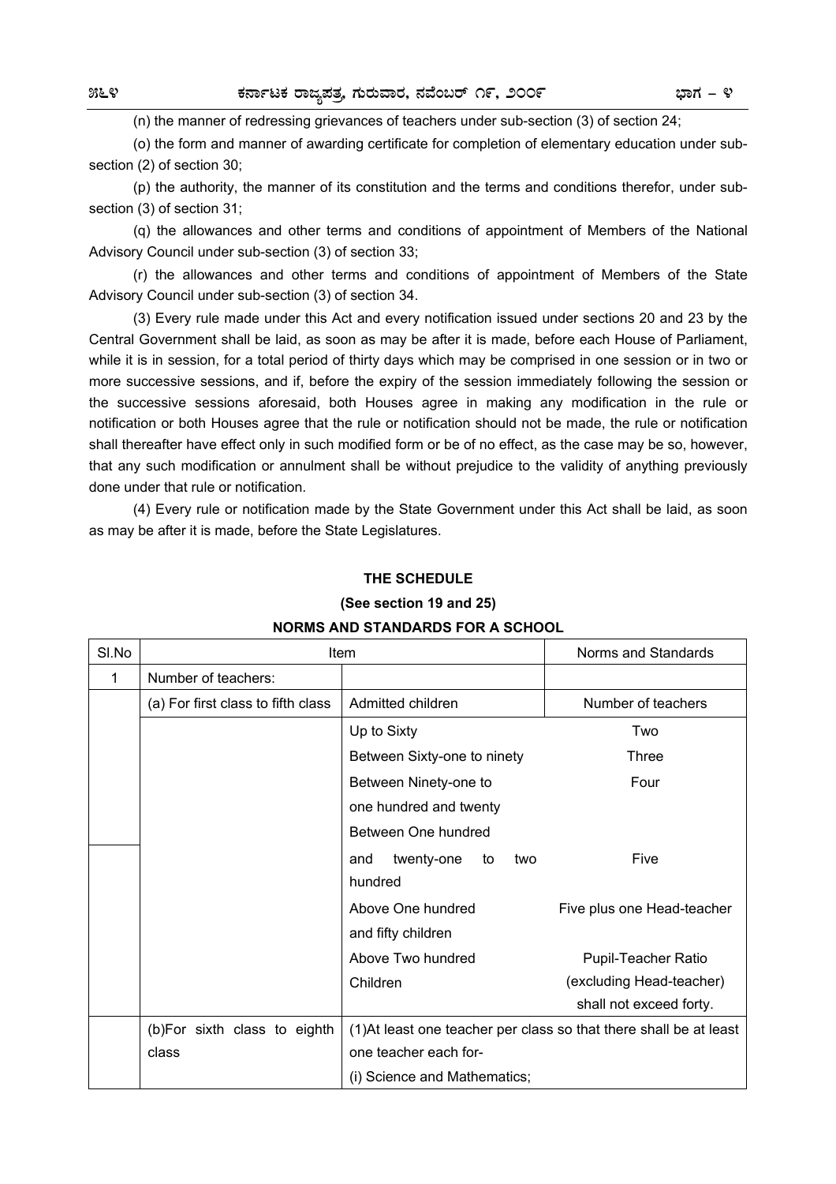(n) the manner of redressing grievances of teachers under sub-section (3) of section 24;

(o) the form and manner of awarding certificate for completion of elementary education under sub-section (2) of section 30;

(p) the authority, the manner of its constitution and the terms and conditions therefor, under sub-section (3) of section 31;

(q) the allowances and other terms and conditions of appointment of Members of the National Advisory Council under sub-section (3) of section 33;

(r) the allowances and other terms and conditions of appointment of Members of the State Advisory Council under sub-section (3) of section 34.

(3) Every rule made under this Act and every notification issued under sections 20 and 23 by the Central Government shall be laid, as soon as may be after it is made, before each House of Parliament, while it is in session, for a total period of thirty days which may be comprised in one session or in two or more successive sessions, and if, before the expiry of the session immediately following the session or the successive sessions aforesaid, both Houses agree in making any modification in the rule or notification or both Houses agree that the rule or notification should not be made, the rule or notification shall thereafter have effect only in such modified form or be of no effect, as the case may be so, however, that any such modification or annulment shall be without prejudice to the validity of anything previously done under that rule or notification.

(4) Every rule or notification made by the State Government under this Act shall be laid, as soon as may be after it is made, before the State Legislatures.

## THE SCHEDULE

**(See section 19 and 25)**

**NORMS AND STANDARDS FOR A SCHOOL**

| Sl.No | Item | | Norms and Standards |
|---|---|---|---|
| 1 | Number of teachers: | | |
| | (a) For first class to fifth class | Admitted children | Number of teachers |
| | | Up to Sixty | Two |
| | | Between Sixty-one to ninety | Three |
| | | Between Ninety-one to one hundred and twenty | Four |
| | | Between One hundred and twenty-one to two hundred | Five |
| | | Above One hundred and fifty children | Five plus one Head-teacher |
| | | Above Two hundred Children | Pupil-Teacher Ratio (excluding Head-teacher) shall not exceed forty. |
| | (b)For sixth class to eighth class | (1)At least one teacher per class so that there shall be at least one teacher each for-<br>(i) Science and Mathematics; | |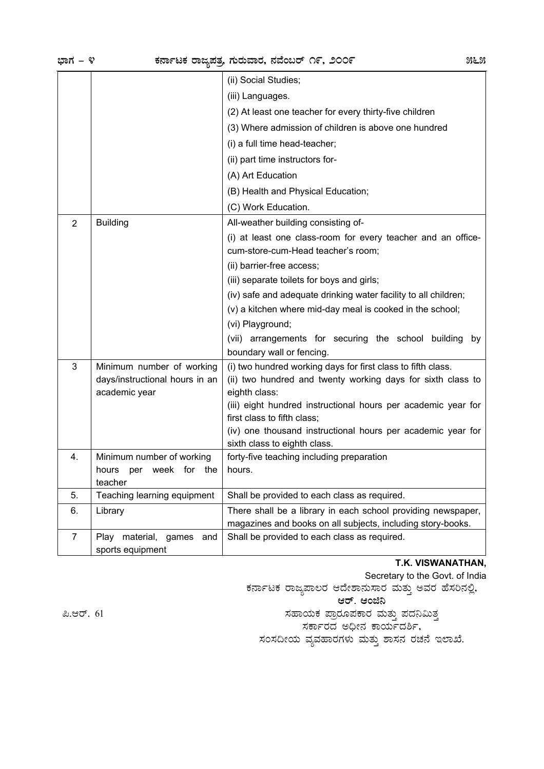| | | |
|---|---|---|
| | | (ii) Social Studies; |
| | | (iii) Languages. |
| | | (2) At least one teacher for every thirty-five children |
| | | (3) Where admission of children is above one hundred |
| | | (i) a full time head-teacher; |
| | | (ii) part time instructors for- |
| | | (A) Art Education |
| | | (B) Health and Physical Education; |
| | | (C) Work Education. |
| 2 | Building | All-weather building consisting of-<br>(i) at least one class-room for every teacher and an office-cum-store-cum-Head teacher's room;<br>(ii) barrier-free access;<br>(iii) separate toilets for boys and girls;<br>(iv) safe and adequate drinking water facility to all children;<br>(v) a kitchen where mid-day meal is cooked in the school;<br>(vi) Playground;<br>(vii) arrangements for securing the school building by boundary wall or fencing. |
| 3 | Minimum number of working days/instructional hours in an academic year | (i) two hundred working days for first class to fifth class.<br>(ii) two hundred and twenty working days for sixth class to eighth class:<br>(iii) eight hundred instructional hours per academic year for first class to fifth class;<br>(iv) one thousand instructional hours per academic year for sixth class to eighth class. |
| 4. | Minimum number of working hours per week for the teacher | forty-five teaching including preparation hours. |
| 5. | Teaching learning equipment | Shall be provided to each class as required. |
| 6. | Library | There shall be a library in each school providing newspaper, magazines and books on all subjects, including story-books. |
| 7 | Play material, games and sports equipment | Shall be provided to each class as required. |

**T.K. VISWANATHAN,**
Secretary to the Govt. of India

ಕರ್ನಾಟಕ ರಾಜ್ಯಪಾಲರ ಆದೇಶಾನುಸಾರ ಮತ್ತು ಅವರ ಹೆಸರಿನಲ್ಲಿ,
**ಆರ್. ಆಂಜಿನಿ**
ಸಹಾಯಕ ಪ್ರಾರೂಪಕಾರ ಮತ್ತು ಪದನಿಮಿತ್ತ
ಸರ್ಕಾರದ ಅಧೀನ ಕಾರ್ಯದರ್ಶಿ,
ಸಂಸದೀಯ ವ್ಯವಹಾರಗಳು ಮತ್ತು ಶಾಸನ ರಚನೆ ಇಲಾಖೆ.

ಪಿ.ಆರ್. 61